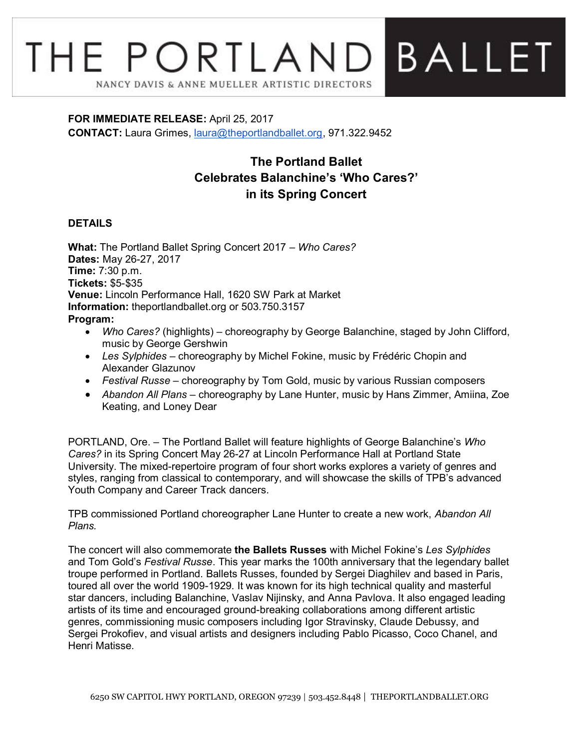# THE PORTLAND BALLET

NANCY DAVIS & ANNE MUELLER ARTISTIC DIRECTORS

**FOR IMMEDIATE RELEASE:** April 25, 2017
**CONTACT:** Laura Grimes, laura@theportlandballet.org, 971.322.9452

## The Portland Ballet Celebrates Balanchine's 'Who Cares?' in its Spring Concert

**DETAILS**

**What:** The Portland Ballet Spring Concert 2017 – *Who Cares?*
**Dates:** May 26-27, 2017
**Time:** 7:30 p.m.
**Tickets:** $5-$35
**Venue:** Lincoln Performance Hall, 1620 SW Park at Market
**Information:** theportlandballet.org or 503.750.3157
**Program:**

- *Who Cares?* (highlights) – choreography by George Balanchine, staged by John Clifford, music by George Gershwin
- *Les Sylphides* – choreography by Michel Fokine, music by Frédéric Chopin and Alexander Glazunov
- *Festival Russe* – choreography by Tom Gold, music by various Russian composers
- *Abandon All Plans* – choreography by Lane Hunter, music by Hans Zimmer, Amiina, Zoe Keating, and Loney Dear

PORTLAND, Ore. – The Portland Ballet will feature highlights of George Balanchine's *Who Cares?* in its Spring Concert May 26-27 at Lincoln Performance Hall at Portland State University. The mixed-repertoire program of four short works explores a variety of genres and styles, ranging from classical to contemporary, and will showcase the skills of TPB's advanced Youth Company and Career Track dancers.

TPB commissioned Portland choreographer Lane Hunter to create a new work, *Abandon All Plans.*

The concert will also commemorate **the Ballets Russes** with Michel Fokine's *Les Sylphides* and Tom Gold's *Festival Russe*. This year marks the 100th anniversary that the legendary ballet troupe performed in Portland. Ballets Russes, founded by Sergei Diaghilev and based in Paris, toured all over the world 1909-1929. It was known for its high technical quality and masterful star dancers, including Balanchine, Vaslav Nijinsky, and Anna Pavlova. It also engaged leading artists of its time and encouraged ground-breaking collaborations among different artistic genres, commissioning music composers including Igor Stravinsky, Claude Debussy, and Sergei Prokofiev, and visual artists and designers including Pablo Picasso, Coco Chanel, and Henri Matisse.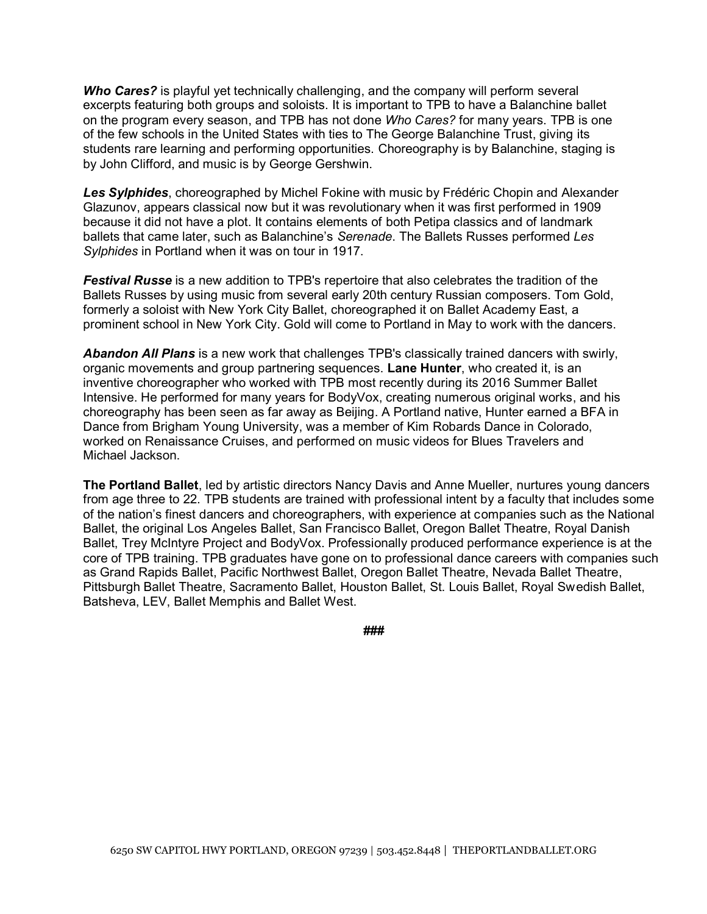***Who Cares?*** is playful yet technically challenging, and the company will perform several excerpts featuring both groups and soloists. It is important to TPB to have a Balanchine ballet on the program every season, and TPB has not done *Who Cares?* for many years. TPB is one of the few schools in the United States with ties to The George Balanchine Trust, giving its students rare learning and performing opportunities. Choreography is by Balanchine, staging is by John Clifford, and music is by George Gershwin.

***Les Sylphides***, choreographed by Michel Fokine with music by Frédéric Chopin and Alexander Glazunov, appears classical now but it was revolutionary when it was first performed in 1909 because it did not have a plot. It contains elements of both Petipa classics and of landmark ballets that came later, such as Balanchine's *Serenade*. The Ballets Russes performed *Les Sylphides* in Portland when it was on tour in 1917.

***Festival Russe*** is a new addition to TPB's repertoire that also celebrates the tradition of the Ballets Russes by using music from several early 20th century Russian composers. Tom Gold, formerly a soloist with New York City Ballet, choreographed it on Ballet Academy East, a prominent school in New York City. Gold will come to Portland in May to work with the dancers.

***Abandon All Plans*** is a new work that challenges TPB's classically trained dancers with swirly, organic movements and group partnering sequences. **Lane Hunter**, who created it, is an inventive choreographer who worked with TPB most recently during its 2016 Summer Ballet Intensive. He performed for many years for BodyVox, creating numerous original works, and his choreography has been seen as far away as Beijing. A Portland native, Hunter earned a BFA in Dance from Brigham Young University, was a member of Kim Robards Dance in Colorado, worked on Renaissance Cruises, and performed on music videos for Blues Travelers and Michael Jackson.

**The Portland Ballet**, led by artistic directors Nancy Davis and Anne Mueller, nurtures young dancers from age three to 22. TPB students are trained with professional intent by a faculty that includes some of the nation's finest dancers and choreographers, with experience at companies such as the National Ballet, the original Los Angeles Ballet, San Francisco Ballet, Oregon Ballet Theatre, Royal Danish Ballet, Trey McIntyre Project and BodyVox. Professionally produced performance experience is at the core of TPB training. TPB graduates have gone on to professional dance careers with companies such as Grand Rapids Ballet, Pacific Northwest Ballet, Oregon Ballet Theatre, Nevada Ballet Theatre, Pittsburgh Ballet Theatre, Sacramento Ballet, Houston Ballet, St. Louis Ballet, Royal Swedish Ballet, Batsheva, LEV, Ballet Memphis and Ballet West.

**###**

6250 SW CAPITOL HWY PORTLAND, OREGON 97239 | 503.452.8448 | THEPORTLANDBALLET.ORG